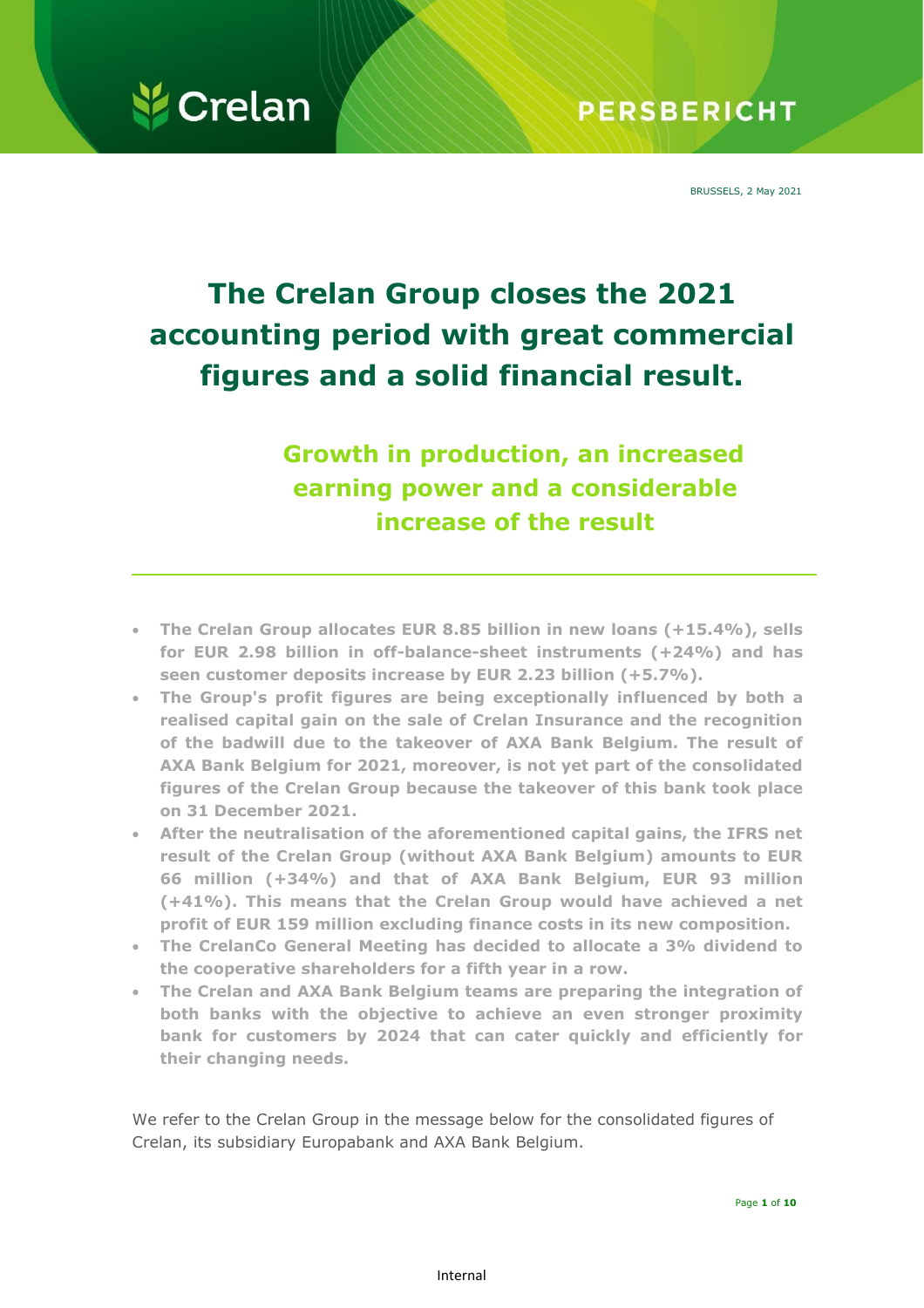Crelan

PERSBERICHT

BRUSSELS, 2 May 2021

# The Crelan Group closes the 2021 accounting period with great commercial figures and a solid financial result.

## Growth in production, an increased earning power and a considerable increase of the result

- **The Crelan Group allocates EUR 8.85 billion in new loans (+15.4%), sells for EUR 2.98 billion in off-balance-sheet instruments (+24%) and has seen customer deposits increase by EUR 2.23 billion (+5.7%).**
- **The Group's profit figures are being exceptionally influenced by both a realised capital gain on the sale of Crelan Insurance and the recognition of the badwill due to the takeover of AXA Bank Belgium. The result of AXA Bank Belgium for 2021, moreover, is not yet part of the consolidated figures of the Crelan Group because the takeover of this bank took place on 31 December 2021.**
- **After the neutralisation of the aforementioned capital gains, the IFRS net result of the Crelan Group (without AXA Bank Belgium) amounts to EUR 66 million (+34%) and that of AXA Bank Belgium, EUR 93 million (+41%). This means that the Crelan Group would have achieved a net profit of EUR 159 million excluding finance costs in its new composition.**
- **The CrelanCo General Meeting has decided to allocate a 3% dividend to the cooperative shareholders for a fifth year in a row.**
- **The Crelan and AXA Bank Belgium teams are preparing the integration of both banks with the objective to achieve an even stronger proximity bank for customers by 2024 that can cater quickly and efficiently for their changing needs.**

We refer to the Crelan Group in the message below for the consolidated figures of Crelan, its subsidiary Europabank and AXA Bank Belgium.

Internal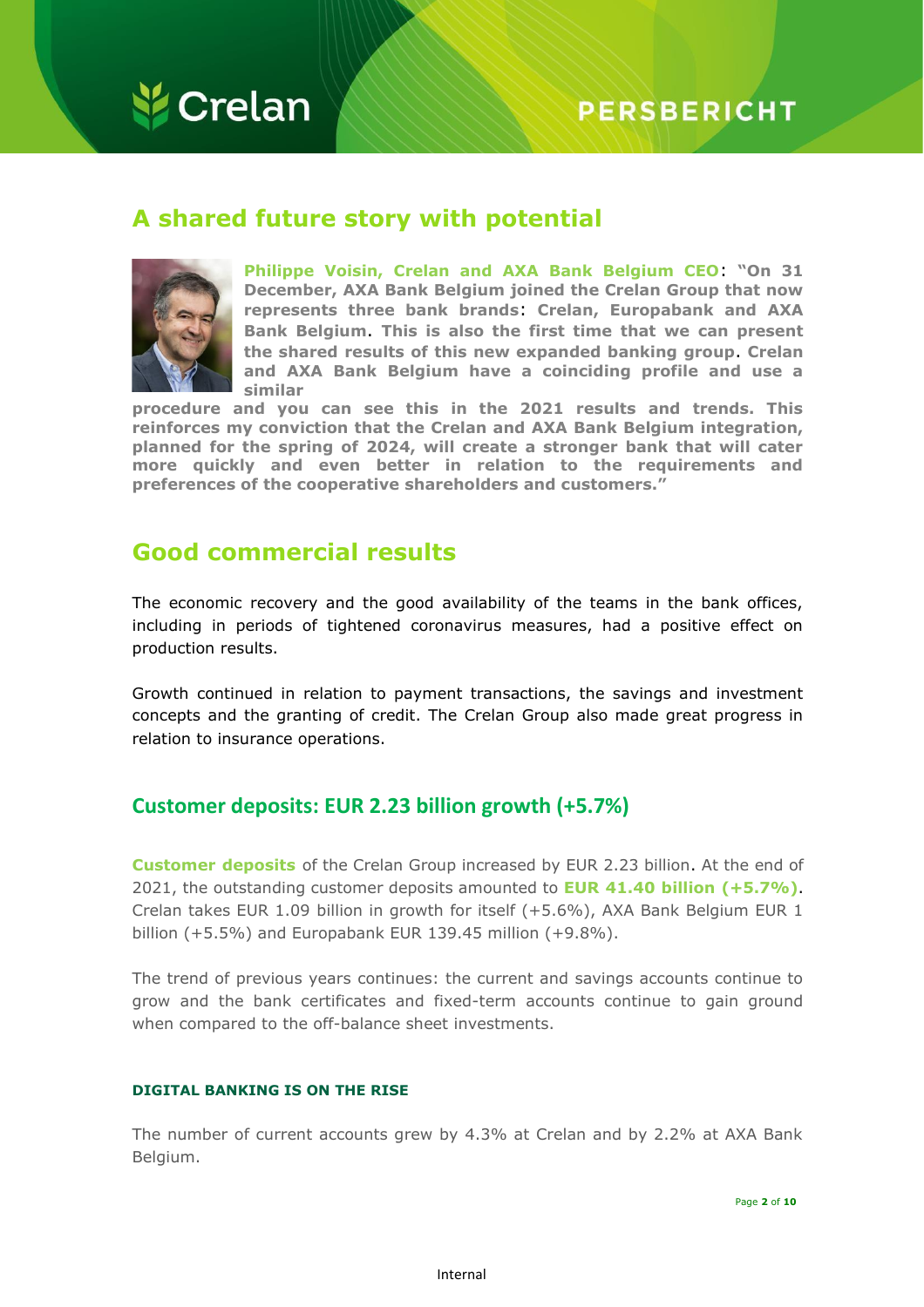## A shared future story with potential

**Philippe Voisin, Crelan and AXA Bank Belgium CEO: "On 31 December, AXA Bank Belgium joined the Crelan Group that now represents three bank brands: Crelan, Europabank and AXA Bank Belgium. This is also the first time that we can present the shared results of this new expanded banking group. Crelan and AXA Bank Belgium have a coinciding profile and use a similar procedure and you can see this in the 2021 results and trends. This reinforces my conviction that the Crelan and AXA Bank Belgium integration, planned for the spring of 2024, will create a stronger bank that will cater more quickly and even better in relation to the requirements and preferences of the cooperative shareholders and customers."**

## Good commercial results

The economic recovery and the good availability of the teams in the bank offices, including in periods of tightened coronavirus measures, had a positive effect on production results.

Growth continued in relation to payment transactions, the savings and investment concepts and the granting of credit. The Crelan Group also made great progress in relation to insurance operations.

### Customer deposits: EUR 2.23 billion growth (+5.7%)

**Customer deposits** of the Crelan Group increased by EUR 2.23 billion. At the end of 2021, the outstanding customer deposits amounted to **EUR 41.40 billion (+5.7%)**. Crelan takes EUR 1.09 billion in growth for itself (+5.6%), AXA Bank Belgium EUR 1 billion (+5.5%) and Europabank EUR 139.45 million (+9.8%).

The trend of previous years continues: the current and savings accounts continue to grow and the bank certificates and fixed-term accounts continue to gain ground when compared to the off-balance sheet investments.

#### DIGITAL BANKING IS ON THE RISE

The number of current accounts grew by 4.3% at Crelan and by 2.2% at AXA Bank Belgium.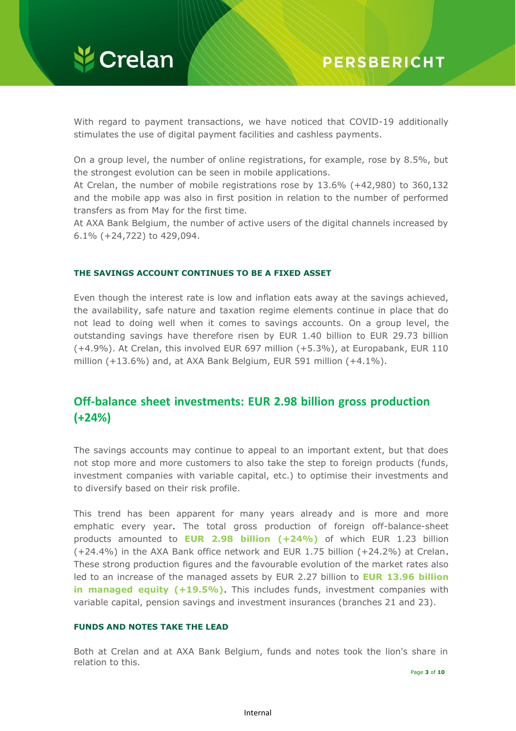With regard to payment transactions, we have noticed that COVID-19 additionally stimulates the use of digital payment facilities and cashless payments.

On a group level, the number of online registrations, for example, rose by 8.5%, but the strongest evolution can be seen in mobile applications.
At Crelan, the number of mobile registrations rose by 13.6% (+42,980) to 360,132 and the mobile app was also in first position in relation to the number of performed transfers as from May for the first time.
At AXA Bank Belgium, the number of active users of the digital channels increased by 6.1% (+24,722) to 429,094.

### THE SAVINGS ACCOUNT CONTINUES TO BE A FIXED ASSET

Even though the interest rate is low and inflation eats away at the savings achieved, the availability, safe nature and taxation regime elements continue in place that do not lead to doing well when it comes to savings accounts. On a group level, the outstanding savings have therefore risen by EUR 1.40 billion to EUR 29.73 billion (+4.9%). At Crelan, this involved EUR 697 million (+5.3%), at Europabank, EUR 110 million (+13.6%) and, at AXA Bank Belgium, EUR 591 million (+4.1%).

## Off-balance sheet investments: EUR 2.98 billion gross production (+24%)

The savings accounts may continue to appeal to an important extent, but that does not stop more and more customers to also take the step to foreign products (funds, investment companies with variable capital, etc.) to optimise their investments and to diversify based on their risk profile.

This trend has been apparent for many years already and is more and more emphatic every year. The total gross production of foreign off-balance-sheet products amounted to **EUR 2.98 billion (+24%)** of which EUR 1.23 billion (+24.4%) in the AXA Bank office network and EUR 1.75 billion (+24.2%) at Crelan. These strong production figures and the favourable evolution of the market rates also led to an increase of the managed assets by EUR 2.27 billion to **EUR 13.96 billion in managed equity (+19.5%)**. This includes funds, investment companies with variable capital, pension savings and investment insurances (branches 21 and 23).

### FUNDS AND NOTES TAKE THE LEAD

Both at Crelan and at AXA Bank Belgium, funds and notes took the lion's share in relation to this.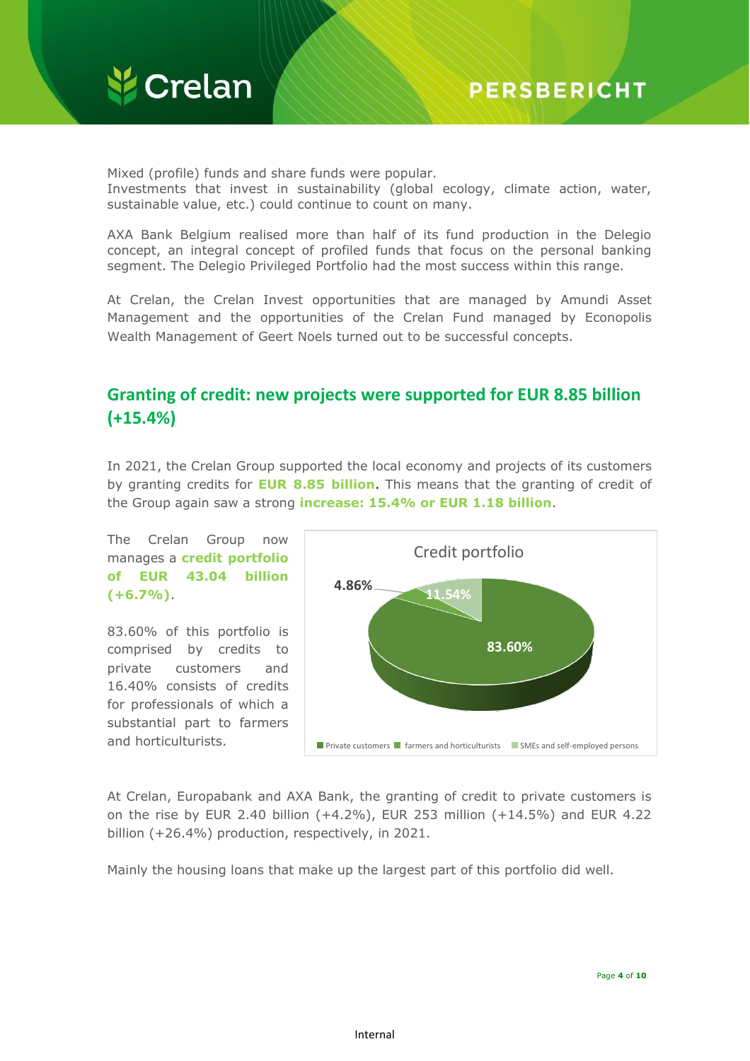Mixed (profile) funds and share funds were popular.
Investments that invest in sustainability (global ecology, climate action, water, sustainable value, etc.) could continue to count on many.

AXA Bank Belgium realised more than half of its fund production in the Delegio concept, an integral concept of profiled funds that focus on the personal banking segment. The Delegio Privileged Portfolio had the most success within this range.

At Crelan, the Crelan Invest opportunities that are managed by Amundi Asset Management and the opportunities of the Crelan Fund managed by Econopolis Wealth Management of Geert Noels turned out to be successful concepts.

## Granting of credit: new projects were supported for EUR 8.85 billion (+15.4%)

In 2021, the Crelan Group supported the local economy and projects of its customers by granting credits for **EUR 8.85 billion**. This means that the granting of credit of the Group again saw a strong **increase: 15.4% or EUR 1.18 billion**.

The Crelan Group now manages a **credit portfolio of EUR 43.04 billion (+6.7%)**.

83.60% of this portfolio is comprised by credits to private customers and 16.40% consists of credits for professionals of which a substantial part to farmers and horticulturists.

Credit portfolio

| Segment | Share |
|---|---|
| Private customers | 83.60% |
| farmers and horticulturists | 4.86% |
| SMEs and self-employed persons | 11.54% |

At Crelan, Europabank and AXA Bank, the granting of credit to private customers is on the rise by EUR 2.40 billion (+4.2%), EUR 253 million (+14.5%) and EUR 4.22 billion (+26.4%) production, respectively, in 2021.

Mainly the housing loans that make up the largest part of this portfolio did well.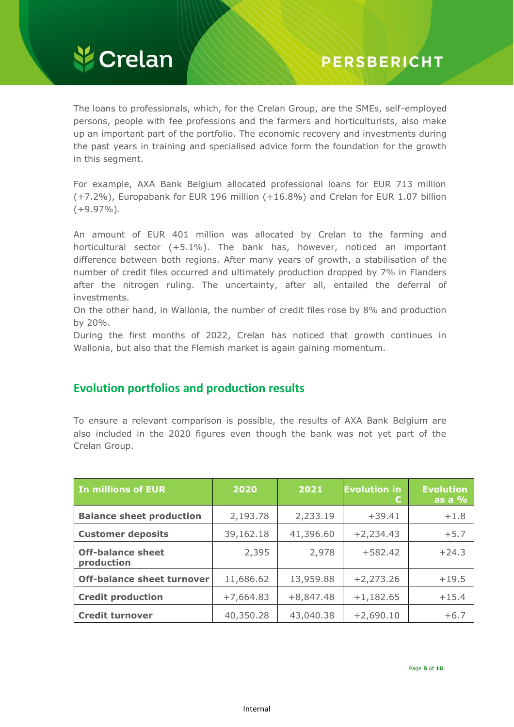The loans to professionals, which, for the Crelan Group, are the SMEs, self-employed persons, people with fee professions and the farmers and horticulturists, also make up an important part of the portfolio. The economic recovery and investments during the past years in training and specialised advice form the foundation for the growth in this segment.

For example, AXA Bank Belgium allocated professional loans for EUR 713 million (+7.2%), Europabank for EUR 196 million (+16.8%) and Crelan for EUR 1.07 billion (+9.97%).

An amount of EUR 401 million was allocated by Crelan to the farming and horticultural sector (+5.1%). The bank has, however, noticed an important difference between both regions. After many years of growth, a stabilisation of the number of credit files occurred and ultimately production dropped by 7% in Flanders after the nitrogen ruling. The uncertainty, after all, entailed the deferral of investments.
On the other hand, in Wallonia, the number of credit files rose by 8% and production by 20%.
During the first months of 2022, Crelan has noticed that growth continues in Wallonia, but also that the Flemish market is again gaining momentum.

## Evolution portfolios and production results

To ensure a relevant comparison is possible, the results of AXA Bank Belgium are also included in the 2020 figures even though the bank was not yet part of the Crelan Group.

| In millions of EUR | 2020 | 2021 | Evolution in € | Evolution as a % |
|---|---|---|---|---|
| **Balance sheet production** | 2,193.78 | 2,233.19 | +39.41 | +1.8 |
| **Customer deposits** | 39,162.18 | 41,396.60 | +2,234.43 | +5.7 |
| **Off-balance sheet production** | 2,395 | 2,978 | +582.42 | +24.3 |
| **Off-balance sheet turnover** | 11,686.62 | 13,959.88 | +2,273.26 | +19.5 |
| **Credit production** | +7,664.83 | +8,847.48 | +1,182.65 | +15.4 |
| **Credit turnover** | 40,350.28 | 43,040.38 | +2,690.10 | +6.7 |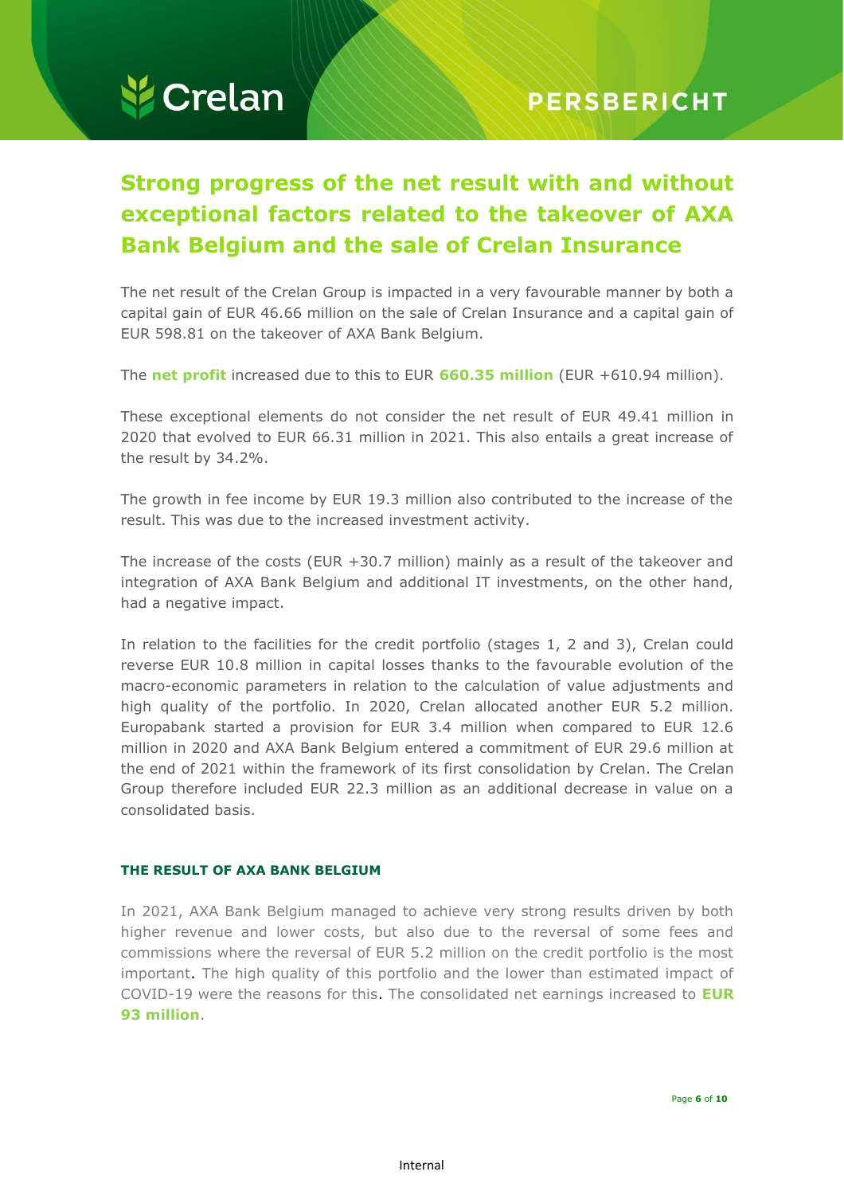# Strong progress of the net result with and without exceptional factors related to the takeover of AXA Bank Belgium and the sale of Crelan Insurance

The net result of the Crelan Group is impacted in a very favourable manner by both a capital gain of EUR 46.66 million on the sale of Crelan Insurance and a capital gain of EUR 598.81 on the takeover of AXA Bank Belgium.

The **net profit** increased due to this to EUR **660.35 million** (EUR +610.94 million).

These exceptional elements do not consider the net result of EUR 49.41 million in 2020 that evolved to EUR 66.31 million in 2021. This also entails a great increase of the result by 34.2%.

The growth in fee income by EUR 19.3 million also contributed to the increase of the result. This was due to the increased investment activity.

The increase of the costs (EUR +30.7 million) mainly as a result of the takeover and integration of AXA Bank Belgium and additional IT investments, on the other hand, had a negative impact.

In relation to the facilities for the credit portfolio (stages 1, 2 and 3), Crelan could reverse EUR 10.8 million in capital losses thanks to the favourable evolution of the macro-economic parameters in relation to the calculation of value adjustments and high quality of the portfolio. In 2020, Crelan allocated another EUR 5.2 million. Europabank started a provision for EUR 3.4 million when compared to EUR 12.6 million in 2020 and AXA Bank Belgium entered a commitment of EUR 29.6 million at the end of 2021 within the framework of its first consolidation by Crelan. The Crelan Group therefore included EUR 22.3 million as an additional decrease in value on a consolidated basis.

### THE RESULT OF AXA BANK BELGIUM

In 2021, AXA Bank Belgium managed to achieve very strong results driven by both higher revenue and lower costs, but also due to the reversal of some fees and commissions where the reversal of EUR 5.2 million on the credit portfolio is the most important. The high quality of this portfolio and the lower than estimated impact of COVID-19 were the reasons for this. The consolidated net earnings increased to **EUR 93 million**.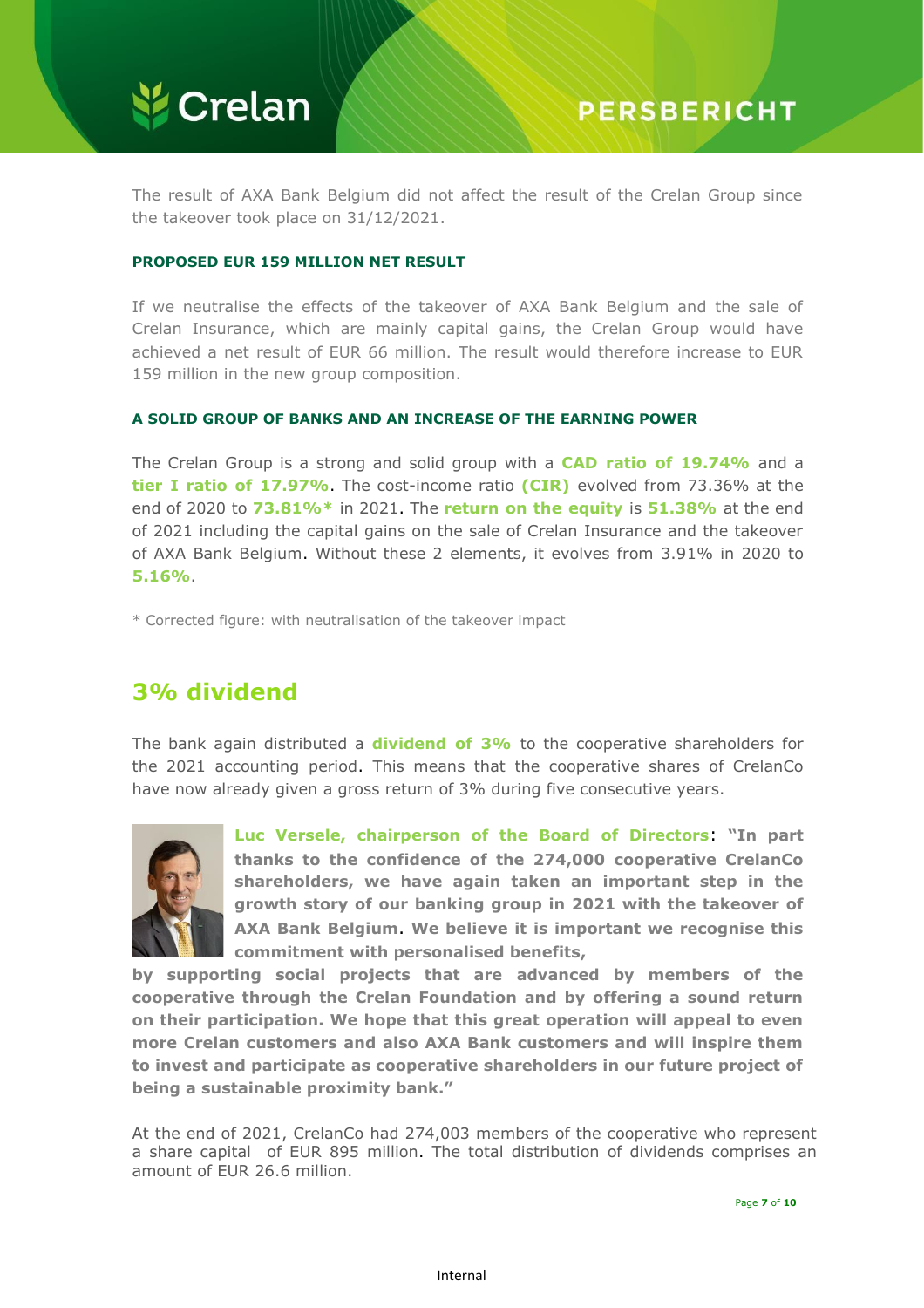The result of AXA Bank Belgium did not affect the result of the Crelan Group since the takeover took place on 31/12/2021.

### PROPOSED EUR 159 MILLION NET RESULT

If we neutralise the effects of the takeover of AXA Bank Belgium and the sale of Crelan Insurance, which are mainly capital gains, the Crelan Group would have achieved a net result of EUR 66 million. The result would therefore increase to EUR 159 million in the new group composition.

### A SOLID GROUP OF BANKS AND AN INCREASE OF THE EARNING POWER

The Crelan Group is a strong and solid group with a **CAD ratio of 19.74%** and a **tier I ratio of 17.97%**. The cost-income ratio **(CIR)** evolved from 73.36% at the end of 2020 to **73.81%*** in 2021. The **return on the equity** is **51.38%** at the end of 2021 including the capital gains on the sale of Crelan Insurance and the takeover of AXA Bank Belgium. Without these 2 elements, it evolves from 3.91% in 2020 to **5.16%**.

* Corrected figure: with neutralisation of the takeover impact

## 3% dividend

The bank again distributed a **dividend of 3%** to the cooperative shareholders for the 2021 accounting period. This means that the cooperative shares of CrelanCo have now already given a gross return of 3% during five consecutive years.

**Luc Versele, chairperson of the Board of Directors**: **"In part thanks to the confidence of the 274,000 cooperative CrelanCo shareholders, we have again taken an important step in the growth story of our banking group in 2021 with the takeover of AXA Bank Belgium. We believe it is important we recognise this commitment with personalised benefits, by supporting social projects that are advanced by members of the cooperative through the Crelan Foundation and by offering a sound return on their participation. We hope that this great operation will appeal to even more Crelan customers and also AXA Bank customers and will inspire them to invest and participate as cooperative shareholders in our future project of being a sustainable proximity bank."**

At the end of 2021, CrelanCo had 274,003 members of the cooperative who represent a share capital of EUR 895 million. The total distribution of dividends comprises an amount of EUR 26.6 million.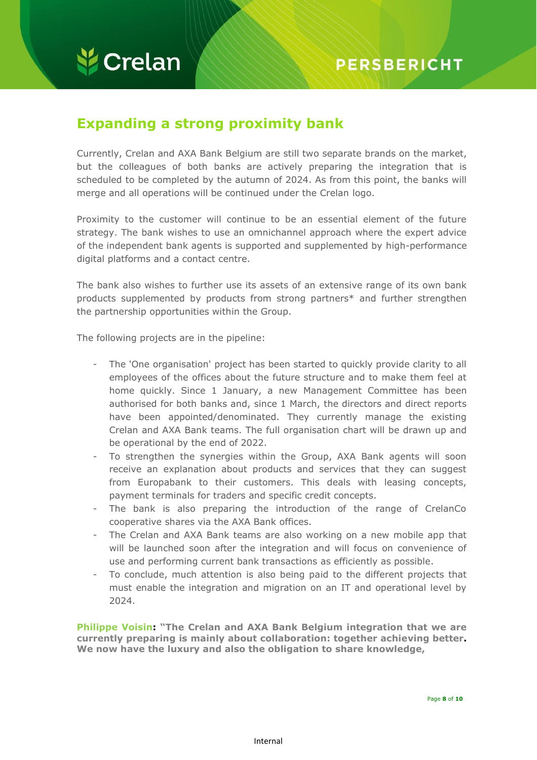## Expanding a strong proximity bank

Currently, Crelan and AXA Bank Belgium are still two separate brands on the market, but the colleagues of both banks are actively preparing the integration that is scheduled to be completed by the autumn of 2024. As from this point, the banks will merge and all operations will be continued under the Crelan logo.

Proximity to the customer will continue to be an essential element of the future strategy. The bank wishes to use an omnichannel approach where the expert advice of the independent bank agents is supported and supplemented by high-performance digital platforms and a contact centre.

The bank also wishes to further use its assets of an extensive range of its own bank products supplemented by products from strong partners* and further strengthen the partnership opportunities within the Group.

The following projects are in the pipeline:

- The 'One organisation' project has been started to quickly provide clarity to all employees of the offices about the future structure and to make them feel at home quickly. Since 1 January, a new Management Committee has been authorised for both banks and, since 1 March, the directors and direct reports have been appointed/denominated. They currently manage the existing Crelan and AXA Bank teams. The full organisation chart will be drawn up and be operational by the end of 2022.
- To strengthen the synergies within the Group, AXA Bank agents will soon receive an explanation about products and services that they can suggest from Europabank to their customers. This deals with leasing concepts, payment terminals for traders and specific credit concepts.
- The bank is also preparing the introduction of the range of CrelanCo cooperative shares via the AXA Bank offices.
- The Crelan and AXA Bank teams are also working on a new mobile app that will be launched soon after the integration and will focus on convenience of use and performing current bank transactions as efficiently as possible.
- To conclude, much attention is also being paid to the different projects that must enable the integration and migration on an IT and operational level by 2024.

**Philippe Voisin: "The Crelan and AXA Bank Belgium integration that we are currently preparing is mainly about collaboration: together achieving better. We now have the luxury and also the obligation to share knowledge,**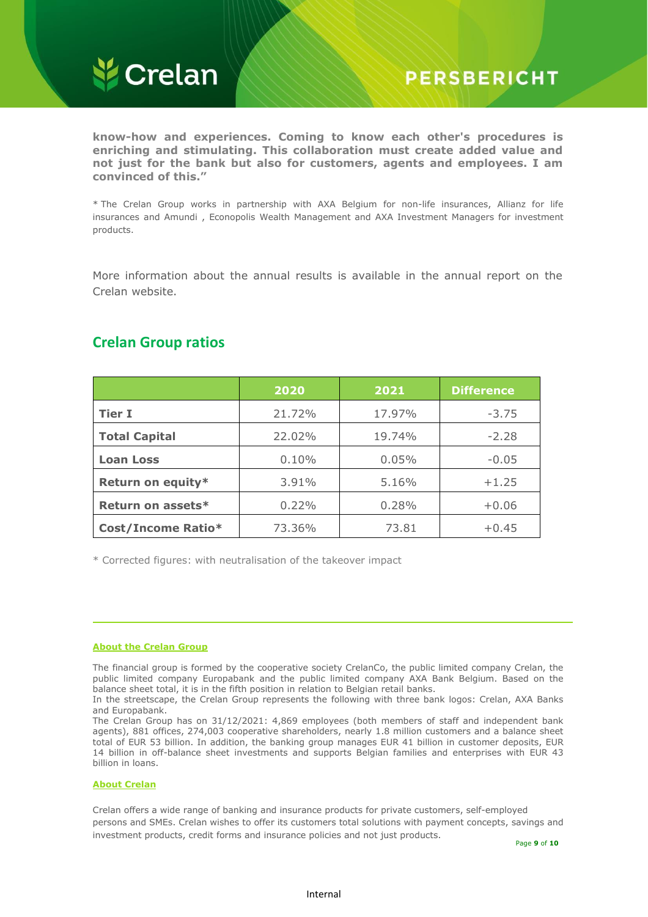**know-how and experiences. Coming to know each other's procedures is enriching and stimulating. This collaboration must create added value and not just for the bank but also for customers, agents and employees. I am convinced of this.”**

* The Crelan Group works in partnership with AXA Belgium for non-life insurances, Allianz for life insurances and Amundi , Econopolis Wealth Management and AXA Investment Managers for investment products.

More information about the annual results is available in the annual report on the Crelan website.

## Crelan Group ratios

| | 2020 | 2021 | Difference |
|---|---|---|---|
| **Tier I** | 21.72% | 17.97% | -3.75 |
| **Total Capital** | 22.02% | 19.74% | -2.28 |
| **Loan Loss** | 0.10% | 0.05% | -0.05 |
| **Return on equity*** | 3.91% | 5.16% | +1.25 |
| **Return on assets*** | 0.22% | 0.28% | +0.06 |
| **Cost/Income Ratio*** | 73.36% | 73.81 | +0.45 |

* Corrected figures: with neutralisation of the takeover impact

---

**About the Crelan Group**

The financial group is formed by the cooperative society CrelanCo, the public limited company Crelan, the public limited company Europabank and the public limited company AXA Bank Belgium. Based on the balance sheet total, it is in the fifth position in relation to Belgian retail banks.
In the streetscape, the Crelan Group represents the following with three bank logos: Crelan, AXA Banks and Europabank.
The Crelan Group has on 31/12/2021: 4,869 employees (both members of staff and independent bank agents), 881 offices, 274,003 cooperative shareholders, nearly 1.8 million customers and a balance sheet total of EUR 53 billion. In addition, the banking group manages EUR 41 billion in customer deposits, EUR 14 billion in off-balance sheet investments and supports Belgian families and enterprises with EUR 43 billion in loans.

**About Crelan**

Crelan offers a wide range of banking and insurance products for private customers, self-employed persons and SMEs. Crelan wishes to offer its customers total solutions with payment concepts, savings and investment products, credit forms and insurance policies and not just products.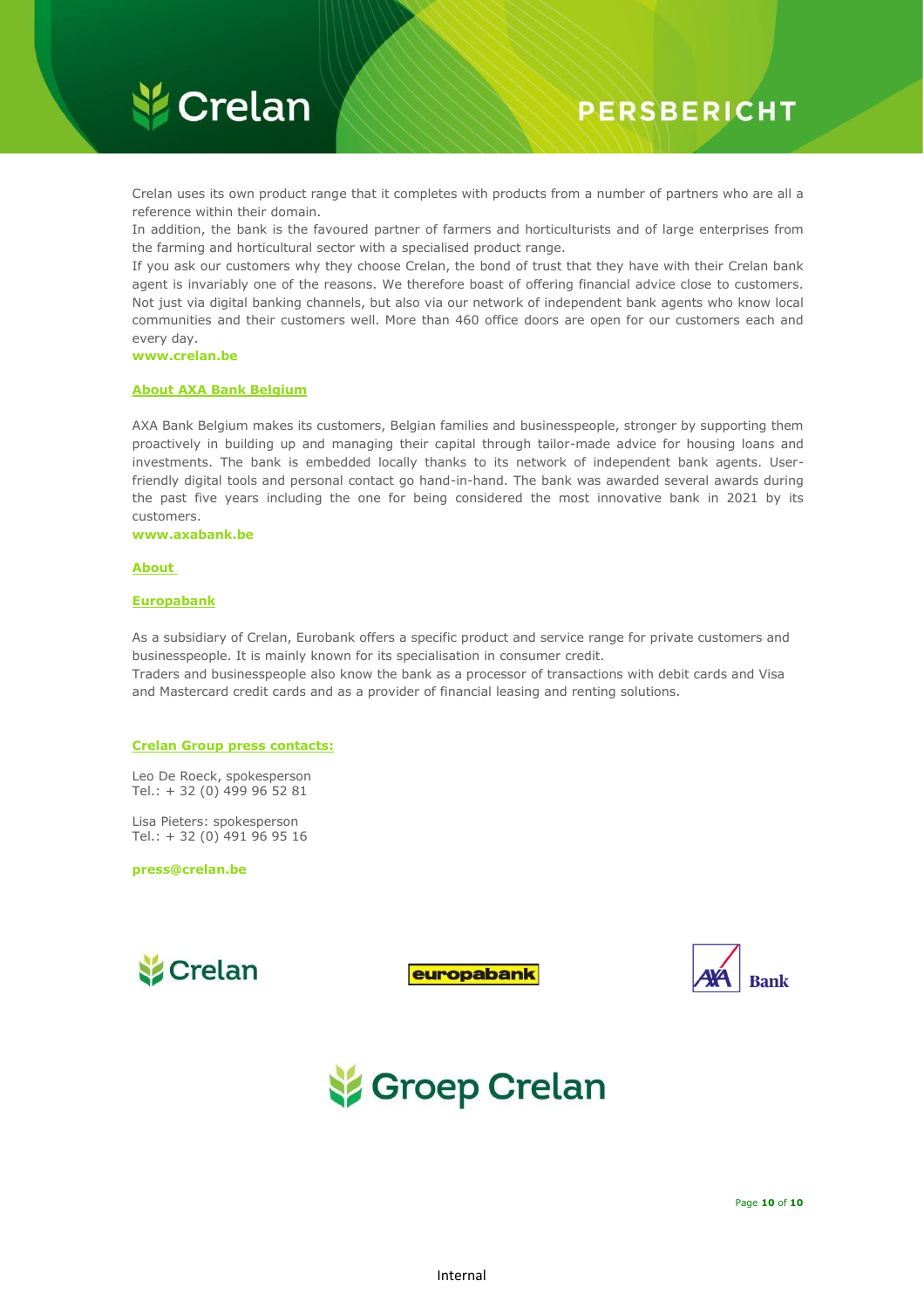Crelan uses its own product range that it completes with products from a number of partners who are all a reference within their domain.
In addition, the bank is the favoured partner of farmers and horticulturists and of large enterprises from the farming and horticultural sector with a specialised product range.
If you ask our customers why they choose Crelan, the bond of trust that they have with their Crelan bank agent is invariably one of the reasons. We therefore boast of offering financial advice close to customers. Not just via digital banking channels, but also via our network of independent bank agents who know local communities and their customers well. More than 460 office doors are open for our customers each and every day.
**www.crelan.be**

**About AXA Bank Belgium**

AXA Bank Belgium makes its customers, Belgian families and businesspeople, stronger by supporting them proactively in building up and managing their capital through tailor-made advice for housing loans and investments. The bank is embedded locally thanks to its network of independent bank agents. User-friendly digital tools and personal contact go hand-in-hand. The bank was awarded several awards during the past five years including the one for being considered the most innovative bank in 2021 by its customers.
**www.axabank.be**

**About**

**Europabank**

As a subsidiary of Crelan, Eurobank offers a specific product and service range for private customers and businesspeople. It is mainly known for its specialisation in consumer credit.
Traders and businesspeople also know the bank as a processor of transactions with debit cards and Visa and Mastercard credit cards and as a provider of financial leasing and renting solutions.

**Crelan Group press contacts:**

Leo De Roeck, spokesperson
Tel.: + 32 (0) 499 96 52 81

Lisa Pieters: spokesperson
Tel.: + 32 (0) 491 96 95 16

**press@crelan.be**